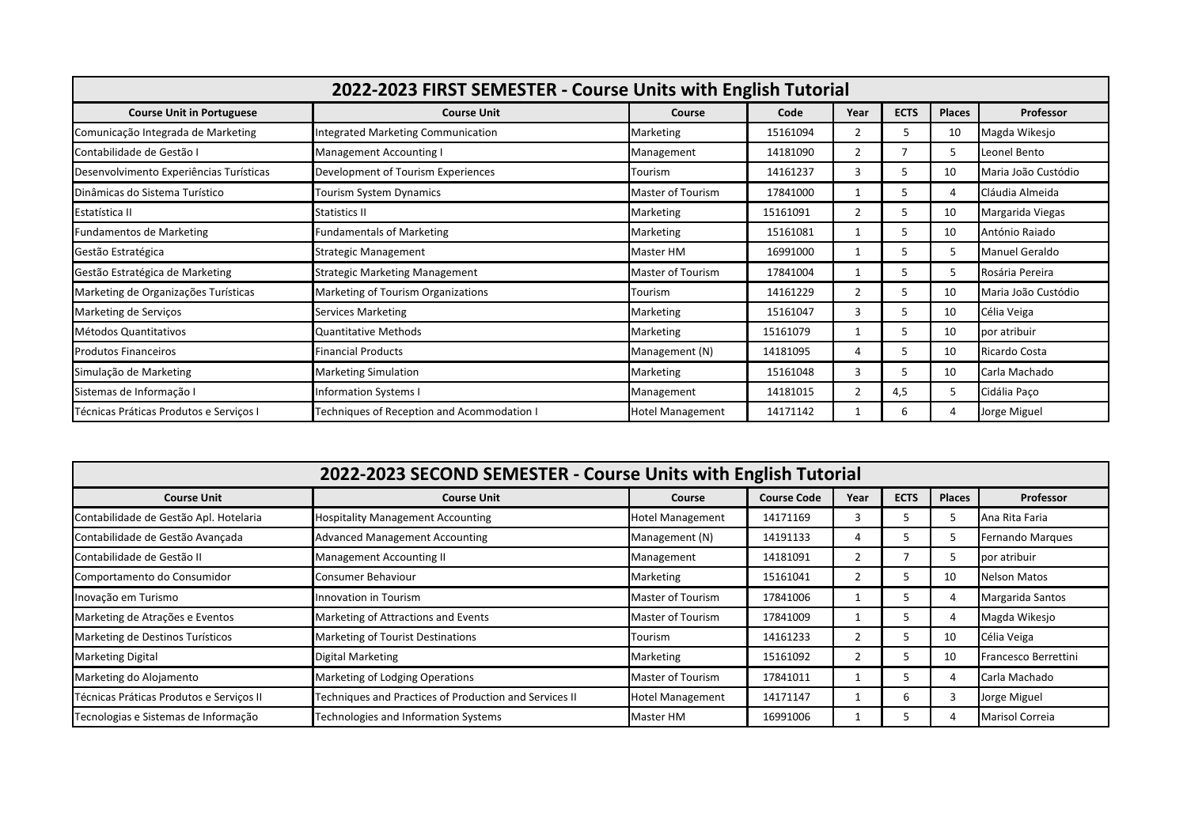## 2022-2023 FIRST SEMESTER - Course Units with English Tutorial

| Course Unit in Portuguese | Course Unit | Course | Code | Year | ECTS | Places | Professor |
|---|---|---|---|---|---|---|---|
| Comunicação Integrada de Marketing | Integrated Marketing Communication | Marketing | 15161094 | 2 | 5 | 10 | Magda Wikesjo |
| Contabilidade de Gestão I | Management Accounting I | Management | 14181090 | 2 | 7 | 5 | Leonel Bento |
| Desenvolvimento Experiências Turísticas | Development of Tourism Experiences | Tourism | 14161237 | 3 | 5 | 10 | Maria João Custódio |
| Dinâmicas do Sistema Turístico | Tourism System Dynamics | Master of Tourism | 17841000 | 1 | 5 | 4 | Cláudia Almeida |
| Estatística II | Statistics II | Marketing | 15161091 | 2 | 5 | 10 | Margarida Viegas |
| Fundamentos de Marketing | Fundamentals of Marketing | Marketing | 15161081 | 1 | 5 | 10 | António Raiado |
| Gestão Estratégica | Strategic Management | Master HM | 16991000 | 1 | 5 | 5 | Manuel Geraldo |
| Gestão Estratégica de Marketing | Strategic Marketing Management | Master of Tourism | 17841004 | 1 | 5 | 5 | Rosária Pereira |
| Marketing de Organizações Turísticas | Marketing of Tourism Organizations | Tourism | 14161229 | 2 | 5 | 10 | Maria João Custódio |
| Marketing de Serviços | Services Marketing | Marketing | 15161047 | 3 | 5 | 10 | Célia Veiga |
| Métodos Quantitativos | Quantitative Methods | Marketing | 15161079 | 1 | 5 | 10 | por atribuir |
| Produtos Financeiros | Financial Products | Management (N) | 14181095 | 4 | 5 | 10 | Ricardo Costa |
| Simulação de Marketing | Marketing Simulation | Marketing | 15161048 | 3 | 5 | 10 | Carla Machado |
| Sistemas de Informação I | Information Systems I | Management | 14181015 | 2 | 4,5 | 5 | Cidália Paço |
| Técnicas Práticas Produtos e Serviços I | Techniques of Reception and Acommodation I | Hotel Management | 14171142 | 1 | 6 | 4 | Jorge Miguel |

## 2022-2023 SECOND SEMESTER - Course Units with English Tutorial

| Course Unit | Course Unit | Course | Course Code | Year | ECTS | Places | Professor |
|---|---|---|---|---|---|---|---|
| Contabilidade de Gestão Apl. Hotelaria | Hospitality Management Accounting | Hotel Management | 14171169 | 3 | 5 | 5 | Ana Rita Faria |
| Contabilidade de Gestão Avançada | Advanced Management Accounting | Management (N) | 14191133 | 4 | 5 | 5 | Fernando Marques |
| Contabilidade de Gestão II | Management Accounting II | Management | 14181091 | 2 | 7 | 5 | por atribuir |
| Comportamento do Consumidor | Consumer Behaviour | Marketing | 15161041 | 2 | 5 | 10 | Nelson Matos |
| Inovação em Turismo | Innovation in Tourism | Master of Tourism | 17841006 | 1 | 5 | 4 | Margarida Santos |
| Marketing de Atrações e Eventos | Marketing of Attractions and Events | Master of Tourism | 17841009 | 1 | 5 | 4 | Magda Wikesjo |
| Marketing de Destinos Turísticos | Marketing of Tourist Destinations | Tourism | 14161233 | 2 | 5 | 10 | Célia Veiga |
| Marketing Digital | Digital Marketing | Marketing | 15161092 | 2 | 5 | 10 | Francesco Berrettini |
| Marketing do Alojamento | Marketing of Lodging Operations | Master of Tourism | 17841011 | 1 | 5 | 4 | Carla Machado |
| Técnicas Práticas Produtos e Serviços II | Techniques and Practices of Production and Services II | Hotel Management | 14171147 | 1 | 6 | 3 | Jorge Miguel |
| Tecnologias e Sistemas de Informação | Technologies and Information Systems | Master HM | 16991006 | 1 | 5 | 4 | Marisol Correia |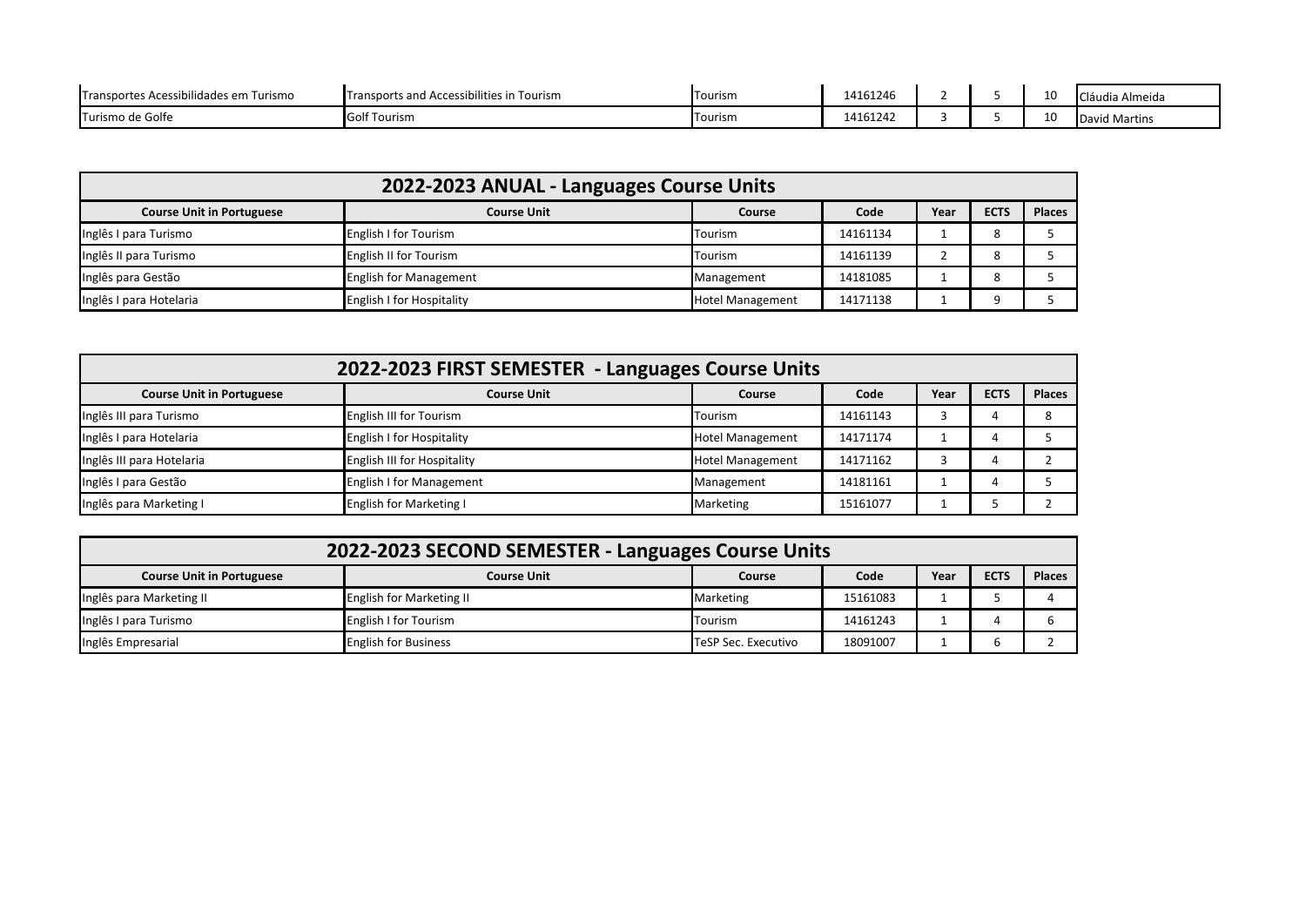| | | | | | | | |
|---|---|---|---|---|---|---|---|
| Transportes Acessibilidades em Turismo | Transports and Accessibilities in Tourism | Tourism | 14161246 | 2 | 5 | 10 | Cláudia Almeida |
| Turismo de Golfe | Golf Tourism | Tourism | 14161242 | 3 | 5 | 10 | David Martins |

## 2022-2023 ANUAL - Languages Course Units

| Course Unit in Portuguese | Course Unit | Course | Code | Year | ECTS | Places |
|---|---|---|---|---|---|---|
| Inglês I para Turismo | English I for Tourism | Tourism | 14161134 | 1 | 8 | 5 |
| Inglês II para Turismo | English II for Tourism | Tourism | 14161139 | 2 | 8 | 5 |
| Inglês para Gestão | English for Management | Management | 14181085 | 1 | 8 | 5 |
| Inglês I para Hotelaria | English I for Hospitality | Hotel Management | 14171138 | 1 | 9 | 5 |

## 2022-2023 FIRST SEMESTER - Languages Course Units

| Course Unit in Portuguese | Course Unit | Course | Code | Year | ECTS | Places |
|---|---|---|---|---|---|---|
| Inglês III para Turismo | English III for Tourism | Tourism | 14161143 | 3 | 4 | 8 |
| Inglês I para Hotelaria | English I for Hospitality | Hotel Management | 14171174 | 1 | 4 | 5 |
| Inglês III para Hotelaria | English III for Hospitality | Hotel Management | 14171162 | 3 | 4 | 2 |
| Inglês I para Gestão | English I for Management | Management | 14181161 | 1 | 4 | 5 |
| Inglês para Marketing I | English for Marketing I | Marketing | 15161077 | 1 | 5 | 2 |

## 2022-2023 SECOND SEMESTER - Languages Course Units

| Course Unit in Portuguese | Course Unit | Course | Code | Year | ECTS | Places |
|---|---|---|---|---|---|---|
| Inglês para Marketing II | English for Marketing II | Marketing | 15161083 | 1 | 5 | 4 |
| Inglês I para Turismo | English I for Tourism | Tourism | 14161243 | 1 | 4 | 6 |
| Inglês Empresarial | English for Business | TeSP Sec. Executivo | 18091007 | 1 | 6 | 2 |